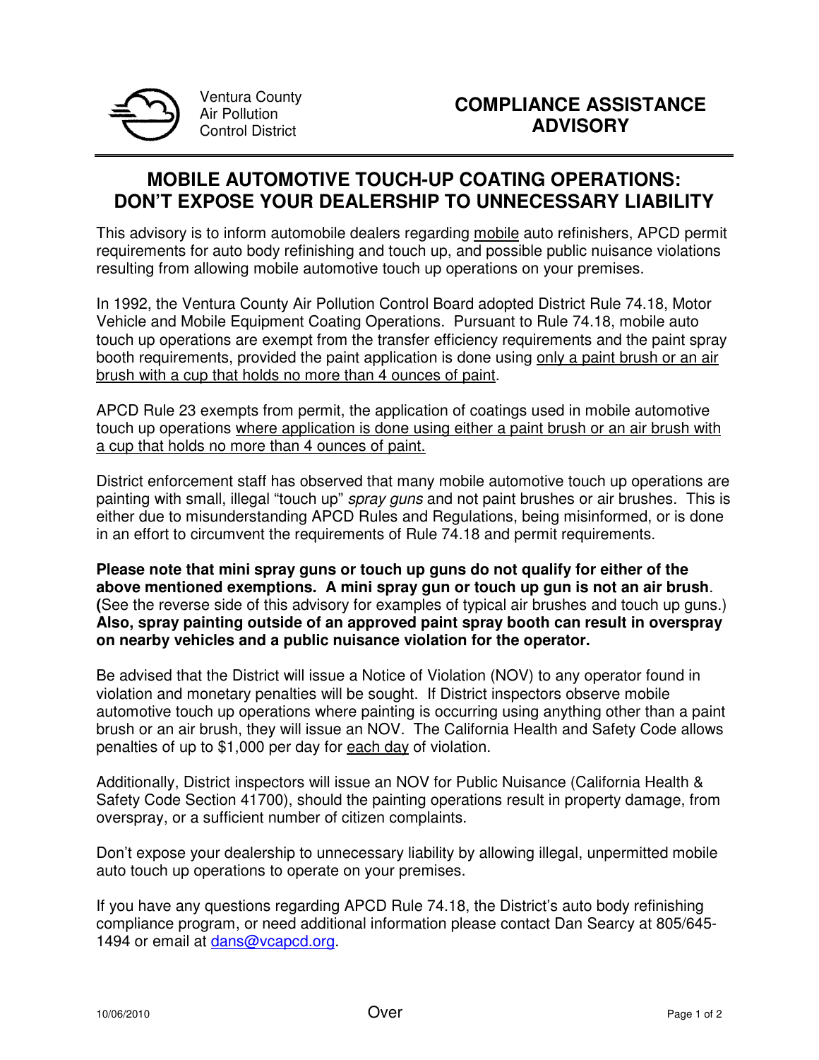Ventura County
Air Pollution
Control District

**COMPLIANCE ASSISTANCE ADVISORY**

# MOBILE AUTOMOTIVE TOUCH-UP COATING OPERATIONS: DON'T EXPOSE YOUR DEALERSHIP TO UNNECESSARY LIABILITY

This advisory is to inform automobile dealers regarding <u>mobile</u> auto refinishers, APCD permit requirements for auto body refinishing and touch up, and possible public nuisance violations resulting from allowing mobile automotive touch up operations on your premises.

In 1992, the Ventura County Air Pollution Control Board adopted District Rule 74.18, Motor Vehicle and Mobile Equipment Coating Operations. Pursuant to Rule 74.18, mobile auto touch up operations are exempt from the transfer efficiency requirements and the paint spray booth requirements, provided the paint application is done using <u>only a paint brush or an air brush with a cup that holds no more than 4 ounces of paint</u>.

APCD Rule 23 exempts from permit, the application of coatings used in mobile automotive touch up operations <u>where application is done using either a paint brush or an air brush with a cup that holds no more than 4 ounces of paint.</u>

District enforcement staff has observed that many mobile automotive touch up operations are painting with small, illegal "touch up" *spray guns* and not paint brushes or air brushes. This is either due to misunderstanding APCD Rules and Regulations, being misinformed, or is done in an effort to circumvent the requirements of Rule 74.18 and permit requirements.

**Please note that mini spray guns or touch up guns do not qualify for either of the above mentioned exemptions. A mini spray gun or touch up gun is not an air brush**. **(**See the reverse side of this advisory for examples of typical air brushes and touch up guns.) **Also, spray painting outside of an approved paint spray booth can result in overspray on nearby vehicles and a public nuisance violation for the operator.**

Be advised that the District will issue a Notice of Violation (NOV) to any operator found in violation and monetary penalties will be sought. If District inspectors observe mobile automotive touch up operations where painting is occurring using anything other than a paint brush or an air brush, they will issue an NOV. The California Health and Safety Code allows penalties of up to $1,000 per day for <u>each day</u> of violation.

Additionally, District inspectors will issue an NOV for Public Nuisance (California Health & Safety Code Section 41700), should the painting operations result in property damage, from overspray, or a sufficient number of citizen complaints.

Don't expose your dealership to unnecessary liability by allowing illegal, unpermitted mobile auto touch up operations to operate on your premises.

If you have any questions regarding APCD Rule 74.18, the District's auto body refinishing compliance program, or need additional information please contact Dan Searcy at 805/645-1494 or email at dans@vcapcd.org.

10/06/2010 Over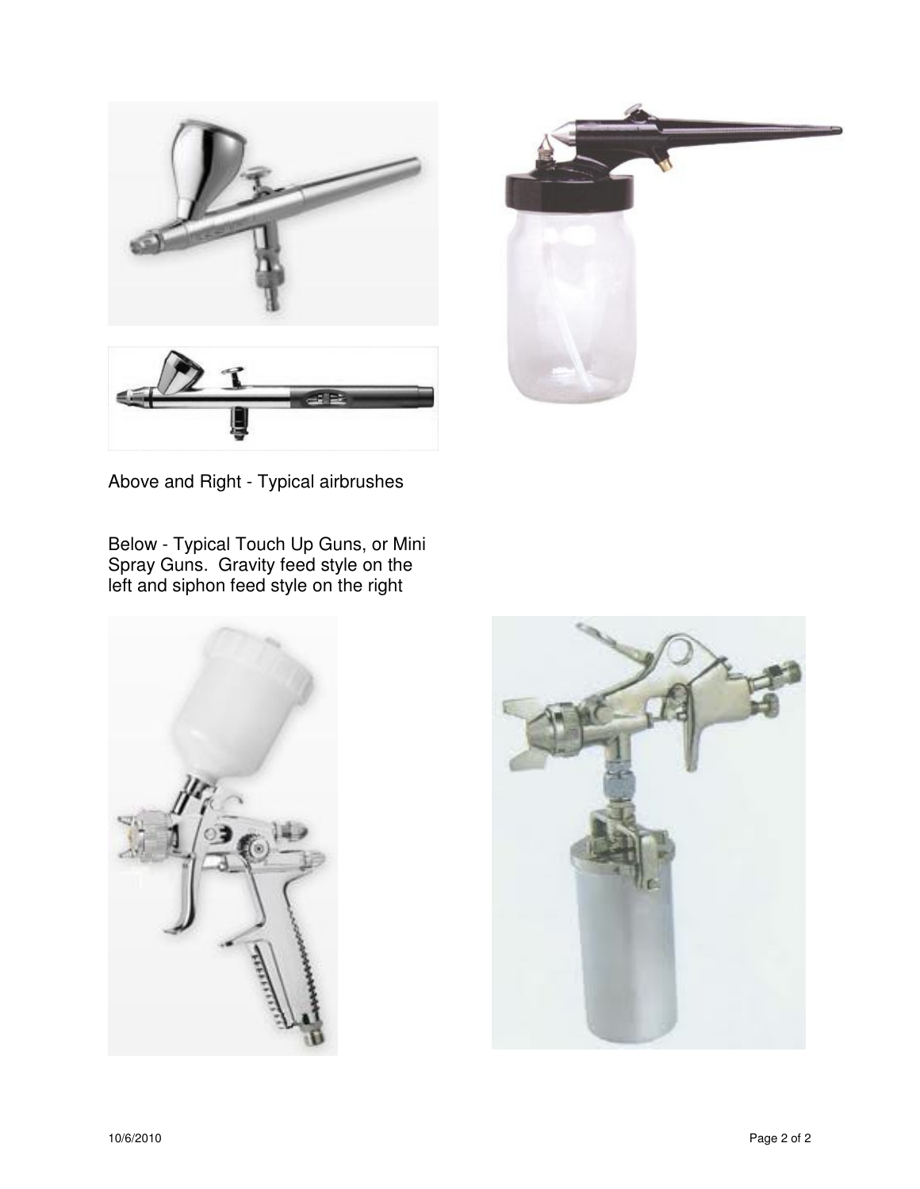Above and Right - Typical airbrushes

Below - Typical Touch Up Guns, or Mini Spray Guns. Gravity feed style on the left and siphon feed style on the right